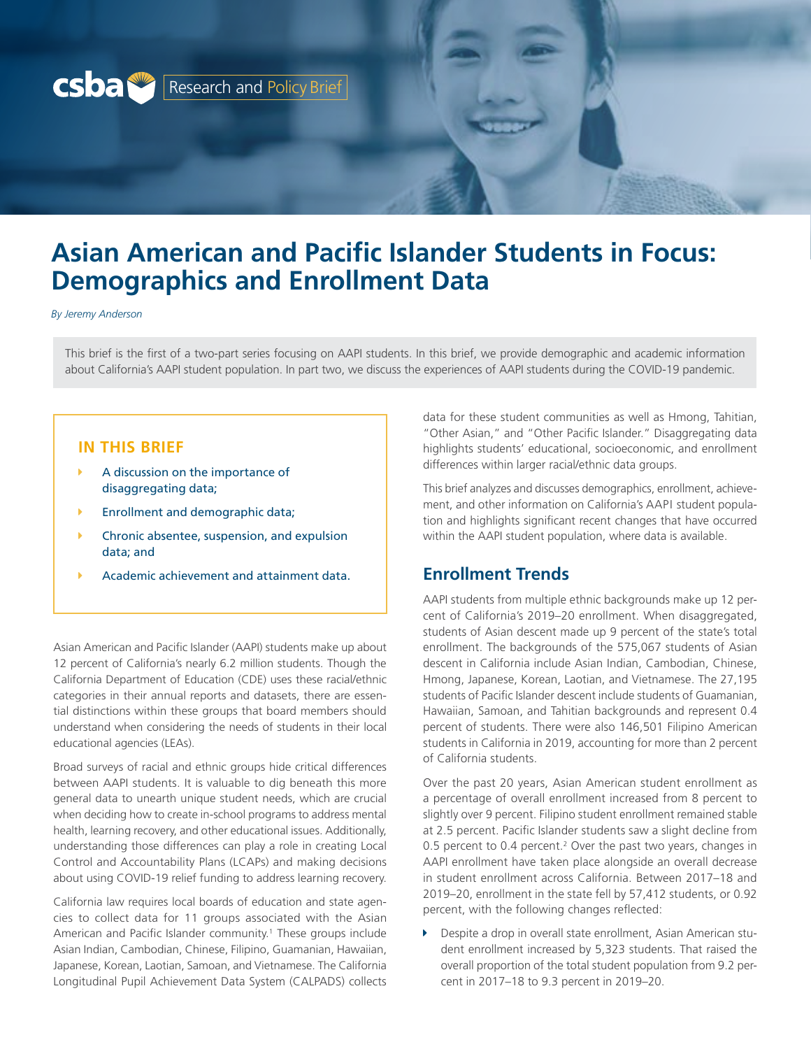csba Research and Policy Brief

# Asian American and Pacific Islander Students in Focus: Demographics and Enrollment Data

*By Jeremy Anderson*

This brief is the first of a two-part series focusing on AAPI students. In this brief, we provide demographic and academic information about California's AAPI student population. In part two, we discuss the experiences of AAPI students during the COVID-19 pandemic.

**IN THIS BRIEF**

- A discussion on the importance of disaggregating data;
- Enrollment and demographic data;
- Chronic absentee, suspension, and expulsion data; and
- Academic achievement and attainment data.

Asian American and Pacific Islander (AAPI) students make up about 12 percent of California's nearly 6.2 million students. Though the California Department of Education (CDE) uses these racial/ethnic categories in their annual reports and datasets, there are essential distinctions within these groups that board members should understand when considering the needs of students in their local educational agencies (LEAs).

Broad surveys of racial and ethnic groups hide critical differences between AAPI students. It is valuable to dig beneath this more general data to unearth unique student needs, which are crucial when deciding how to create in-school programs to address mental health, learning recovery, and other educational issues. Additionally, understanding those differences can play a role in creating Local Control and Accountability Plans (LCAPs) and making decisions about using COVID-19 relief funding to address learning recovery.

California law requires local boards of education and state agencies to collect data for 11 groups associated with the Asian American and Pacific Islander community.[1] These groups include Asian Indian, Cambodian, Chinese, Filipino, Guamanian, Hawaiian, Japanese, Korean, Laotian, Samoan, and Vietnamese. The California Longitudinal Pupil Achievement Data System (CALPADS) collects data for these student communities as well as Hmong, Tahitian, "Other Asian," and "Other Pacific Islander." Disaggregating data highlights students' educational, socioeconomic, and enrollment differences within larger racial/ethnic data groups.

This brief analyzes and discusses demographics, enrollment, achievement, and other information on California's AAPI student population and highlights significant recent changes that have occurred within the AAPI student population, where data is available.

## Enrollment Trends

AAPI students from multiple ethnic backgrounds make up 12 percent of California's 2019–20 enrollment. When disaggregated, students of Asian descent made up 9 percent of the state's total enrollment. The backgrounds of the 575,067 students of Asian descent in California include Asian Indian, Cambodian, Chinese, Hmong, Japanese, Korean, Laotian, and Vietnamese. The 27,195 students of Pacific Islander descent include students of Guamanian, Hawaiian, Samoan, and Tahitian backgrounds and represent 0.4 percent of students. There were also 146,501 Filipino American students in California in 2019, accounting for more than 2 percent of California students.

Over the past 20 years, Asian American student enrollment as a percentage of overall enrollment increased from 8 percent to slightly over 9 percent. Filipino student enrollment remained stable at 2.5 percent. Pacific Islander students saw a slight decline from 0.5 percent to 0.4 percent.[2] Over the past two years, changes in AAPI enrollment have taken place alongside an overall decrease in student enrollment across California. Between 2017–18 and 2019–20, enrollment in the state fell by 57,412 students, or 0.92 percent, with the following changes reflected:

- Despite a drop in overall state enrollment, Asian American student enrollment increased by 5,323 students. That raised the overall proportion of the total student population from 9.2 percent in 2017–18 to 9.3 percent in 2019–20.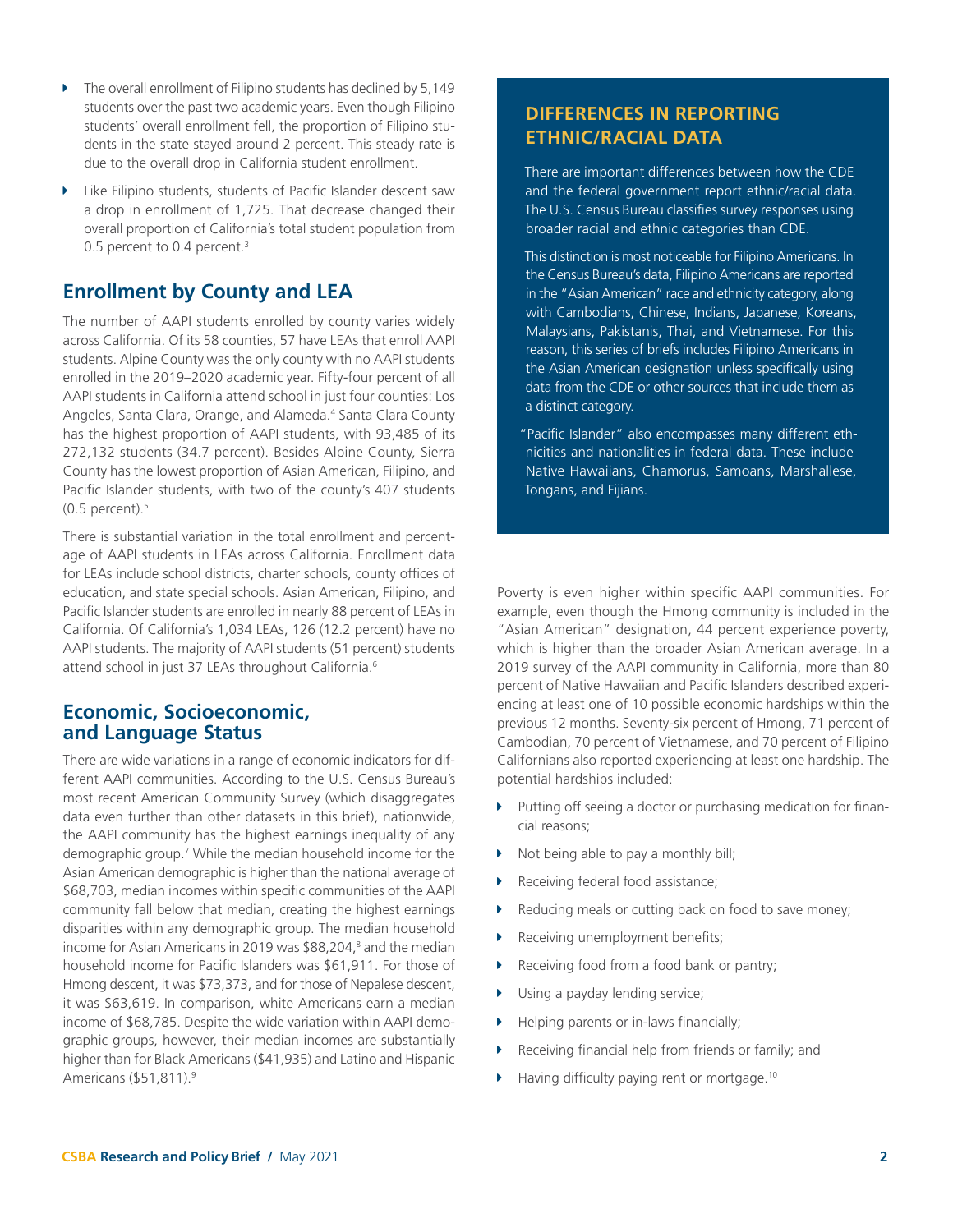- The overall enrollment of Filipino students has declined by 5,149 students over the past two academic years. Even though Filipino students' overall enrollment fell, the proportion of Filipino students in the state stayed around 2 percent. This steady rate is due to the overall drop in California student enrollment.
- Like Filipino students, students of Pacific Islander descent saw a drop in enrollment of 1,725. That decrease changed their overall proportion of California's total student population from 0.5 percent to 0.4 percent.[3]

## Enrollment by County and LEA

The number of AAPI students enrolled by county varies widely across California. Of its 58 counties, 57 have LEAs that enroll AAPI students. Alpine County was the only county with no AAPI students enrolled in the 2019–2020 academic year. Fifty-four percent of all AAPI students in California attend school in just four counties: Los Angeles, Santa Clara, Orange, and Alameda.[4] Santa Clara County has the highest proportion of AAPI students, with 93,485 of its 272,132 students (34.7 percent). Besides Alpine County, Sierra County has the lowest proportion of Asian American, Filipino, and Pacific Islander students, with two of the county's 407 students (0.5 percent).[5]

There is substantial variation in the total enrollment and percentage of AAPI students in LEAs across California. Enrollment data for LEAs include school districts, charter schools, county offices of education, and state special schools. Asian American, Filipino, and Pacific Islander students are enrolled in nearly 88 percent of LEAs in California. Of California's 1,034 LEAs, 126 (12.2 percent) have no AAPI students. The majority of AAPI students (51 percent) students attend school in just 37 LEAs throughout California.[6]

## Economic, Socioeconomic, and Language Status

There are wide variations in a range of economic indicators for different AAPI communities. According to the U.S. Census Bureau's most recent American Community Survey (which disaggregates data even further than other datasets in this brief), nationwide, the AAPI community has the highest earnings inequality of any demographic group.[7] While the median household income for the Asian American demographic is higher than the national average of $68,703, median incomes within specific communities of the AAPI community fall below that median, creating the highest earnings disparities within any demographic group. The median household income for Asian Americans in 2019 was $88,204,[8] and the median household income for Pacific Islanders was $61,911. For those of Hmong descent, it was $73,373, and for those of Nepalese descent, it was $63,619. In comparison, white Americans earn a median income of $68,785. Despite the wide variation within AAPI demographic groups, however, their median incomes are substantially higher than for Black Americans ($41,935) and Latino and Hispanic Americans ($51,811).[9]

### DIFFERENCES IN REPORTING ETHNIC/RACIAL DATA

There are important differences between how the CDE and the federal government report ethnic/racial data. The U.S. Census Bureau classifies survey responses using broader racial and ethnic categories than CDE.

This distinction is most noticeable for Filipino Americans. In the Census Bureau's data, Filipino Americans are reported in the "Asian American" race and ethnicity category, along with Cambodians, Chinese, Indians, Japanese, Koreans, Malaysians, Pakistanis, Thai, and Vietnamese. For this reason, this series of briefs includes Filipino Americans in the Asian American designation unless specifically using data from the CDE or other sources that include them as a distinct category.

"Pacific Islander" also encompasses many different ethnicities and nationalities in federal data. These include Native Hawaiians, Chamorus, Samoans, Marshallese, Tongans, and Fijians.

Poverty is even higher within specific AAPI communities. For example, even though the Hmong community is included in the "Asian American" designation, 44 percent experience poverty, which is higher than the broader Asian American average. In a 2019 survey of the AAPI community in California, more than 80 percent of Native Hawaiian and Pacific Islanders described experiencing at least one of 10 possible economic hardships within the previous 12 months. Seventy-six percent of Hmong, 71 percent of Cambodian, 70 percent of Vietnamese, and 70 percent of Filipino Californians also reported experiencing at least one hardship. The potential hardships included:

- Putting off seeing a doctor or purchasing medication for financial reasons;
- Not being able to pay a monthly bill;
- Receiving federal food assistance;
- Reducing meals or cutting back on food to save money;
- Receiving unemployment benefits;
- Receiving food from a food bank or pantry;
- Using a payday lending service;
- Helping parents or in-laws financially;
- Receiving financial help from friends or family; and
- Having difficulty paying rent or mortgage.[10]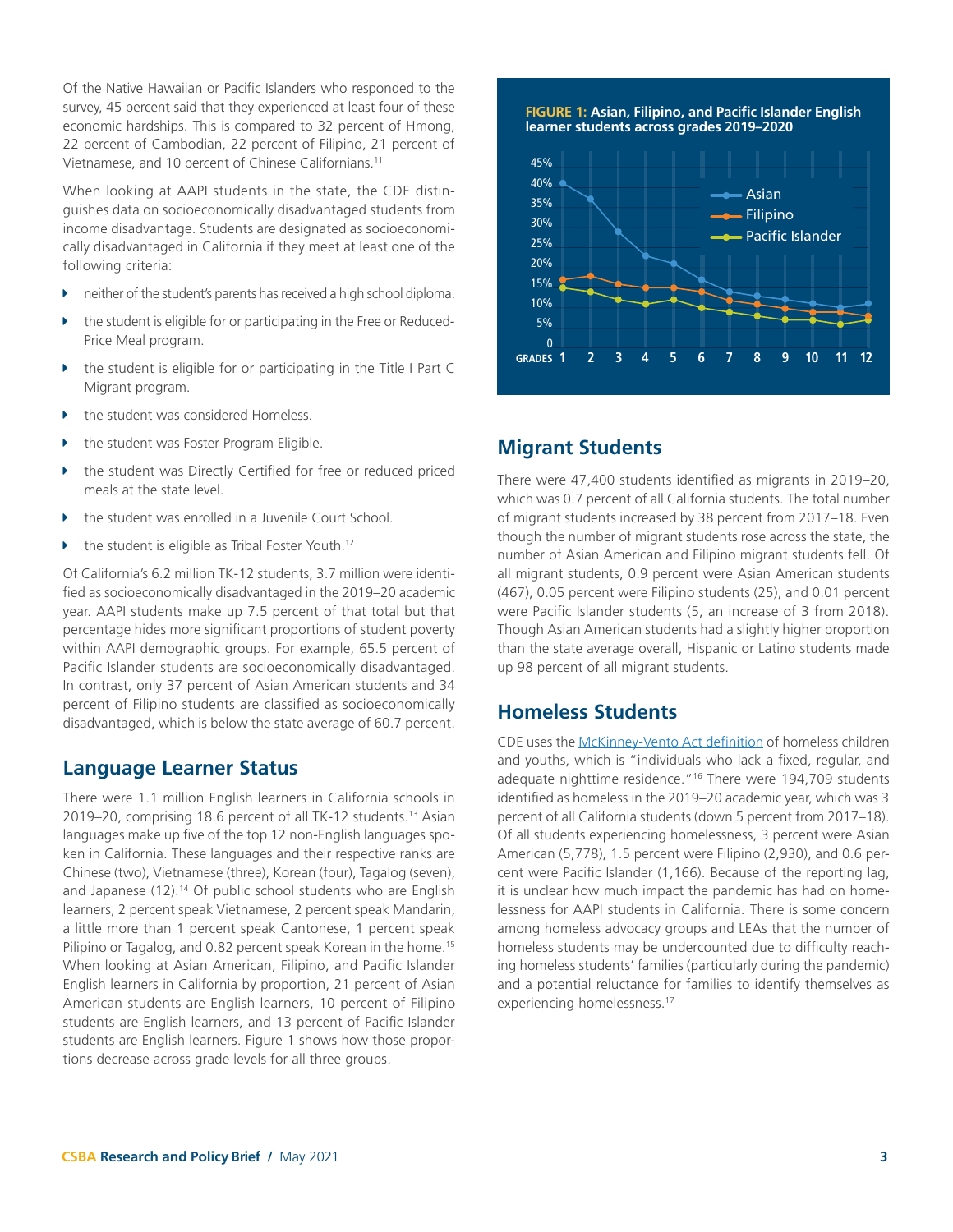Of the Native Hawaiian or Pacific Islanders who responded to the survey, 45 percent said that they experienced at least four of these economic hardships. This is compared to 32 percent of Hmong, 22 percent of Cambodian, 22 percent of Filipino, 21 percent of Vietnamese, and 10 percent of Chinese Californians.[11]

When looking at AAPI students in the state, the CDE distinguishes data on socioeconomically disadvantaged students from income disadvantage. Students are designated as socioeconomically disadvantaged in California if they meet at least one of the following criteria:

- neither of the student's parents has received a high school diploma.
- the student is eligible for or participating in the Free or Reduced-Price Meal program.
- the student is eligible for or participating in the Title I Part C Migrant program.
- the student was considered Homeless.
- the student was Foster Program Eligible.
- the student was Directly Certified for free or reduced priced meals at the state level.
- the student was enrolled in a Juvenile Court School.
- the student is eligible as Tribal Foster Youth.[12]

Of California's 6.2 million TK-12 students, 3.7 million were identified as socioeconomically disadvantaged in the 2019–20 academic year. AAPI students make up 7.5 percent of that total but that percentage hides more significant proportions of student poverty within AAPI demographic groups. For example, 65.5 percent of Pacific Islander students are socioeconomically disadvantaged. In contrast, only 37 percent of Asian American students and 34 percent of Filipino students are classified as socioeconomically disadvantaged, which is below the state average of 60.7 percent.

## Language Learner Status

There were 1.1 million English learners in California schools in 2019–20, comprising 18.6 percent of all TK-12 students.[13] Asian languages make up five of the top 12 non-English languages spoken in California. These languages and their respective ranks are Chinese (two), Vietnamese (three), Korean (four), Tagalog (seven), and Japanese (12).[14] Of public school students who are English learners, 2 percent speak Vietnamese, 2 percent speak Mandarin, a little more than 1 percent speak Cantonese, 1 percent speak Pilipino or Tagalog, and 0.82 percent speak Korean in the home.[15] When looking at Asian American, Filipino, and Pacific Islander English learners in California by proportion, 21 percent of Asian American students are English learners, 10 percent of Filipino students are English learners, and 13 percent of Pacific Islander students are English learners. Figure 1 shows how those proportions decrease across grade levels for all three groups.

**FIGURE 1: Asian, Filipino, and Pacific Islander English learner students across grades 2019–2020**

## Migrant Students

There were 47,400 students identified as migrants in 2019–20, which was 0.7 percent of all California students. The total number of migrant students increased by 38 percent from 2017–18. Even though the number of migrant students rose across the state, the number of Asian American and Filipino migrant students fell. Of all migrant students, 0.9 percent were Asian American students (467), 0.05 percent were Filipino students (25), and 0.01 percent were Pacific Islander students (5, an increase of 3 from 2018). Though Asian American students had a slightly higher proportion than the state average overall, Hispanic or Latino students made up 98 percent of all migrant students.

## Homeless Students

CDE uses the McKinney-Vento Act definition of homeless children and youths, which is "individuals who lack a fixed, regular, and adequate nighttime residence."[16] There were 194,709 students identified as homeless in the 2019–20 academic year, which was 3 percent of all California students (down 5 percent from 2017–18). Of all students experiencing homelessness, 3 percent were Asian American (5,778), 1.5 percent were Filipino (2,930), and 0.6 percent were Pacific Islander (1,166). Because of the reporting lag, it is unclear how much impact the pandemic has had on homelessness for AAPI students in California. There is some concern among homeless advocacy groups and LEAs that the number of homeless students may be undercounted due to difficulty reaching homeless students' families (particularly during the pandemic) and a potential reluctance for families to identify themselves as experiencing homelessness.[17]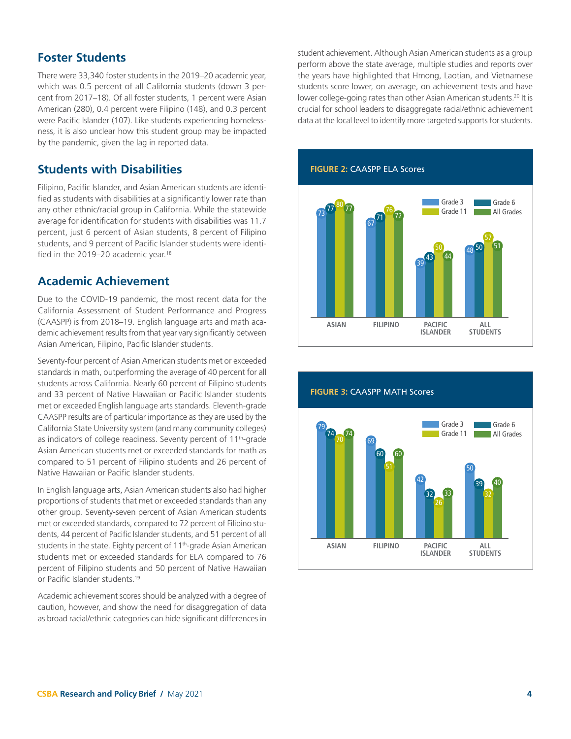## Foster Students

There were 33,340 foster students in the 2019–20 academic year, which was 0.5 percent of all California students (down 3 percent from 2017–18). Of all foster students, 1 percent were Asian American (280), 0.4 percent were Filipino (148), and 0.3 percent were Pacific Islander (107). Like students experiencing homelessness, it is also unclear how this student group may be impacted by the pandemic, given the lag in reported data.

## Students with Disabilities

Filipino, Pacific Islander, and Asian American students are identified as students with disabilities at a significantly lower rate than any other ethnic/racial group in California. While the statewide average for identification for students with disabilities was 11.7 percent, just 6 percent of Asian students, 8 percent of Filipino students, and 9 percent of Pacific Islander students were identified in the 2019–20 academic year.[18]

## Academic Achievement

Due to the COVID-19 pandemic, the most recent data for the California Assessment of Student Performance and Progress (CAASPP) is from 2018–19. English language arts and math academic achievement results from that year vary significantly between Asian American, Filipino, Pacific Islander students.

Seventy-four percent of Asian American students met or exceeded standards in math, outperforming the average of 40 percent for all students across California. Nearly 60 percent of Filipino students and 33 percent of Native Hawaiian or Pacific Islander students met or exceeded English language arts standards. Eleventh-grade CAASPP results are of particular importance as they are used by the California State University system (and many community colleges) as indicators of college readiness. Seventy percent of 11th-grade Asian American students met or exceeded standards for math as compared to 51 percent of Filipino students and 26 percent of Native Hawaiian or Pacific Islander students.

In English language arts, Asian American students also had higher proportions of students that met or exceeded standards than any other group. Seventy-seven percent of Asian American students met or exceeded standards, compared to 72 percent of Filipino students, 44 percent of Pacific Islander students, and 51 percent of all students in the state. Eighty percent of 11th-grade Asian American students met or exceeded standards for ELA compared to 76 percent of Filipino students and 50 percent of Native Hawaiian or Pacific Islander students.[19]

Academic achievement scores should be analyzed with a degree of caution, however, and show the need for disaggregation of data as broad racial/ethnic categories can hide significant differences in student achievement. Although Asian American students as a group perform above the state average, multiple studies and reports over the years have highlighted that Hmong, Laotian, and Vietnamese students score lower, on average, on achievement tests and have lower college-going rates than other Asian American students.[20] It is crucial for school leaders to disaggregate racial/ethnic achievement data at the local level to identify more targeted supports for students.

**FIGURE 2:** CAASPP ELA Scores

| | Grade 3 | Grade 6 | Grade 11 | All Grades |
|---|---|---|---|---|
| ASIAN | 73 | 77 | 80 | 77 |
| FILIPINO | 67 | 71 | 76 | 72 |
| PACIFIC ISLANDER | 39 | 43 | 50 | 44 |
| ALL STUDENTS | 48 | 50 | 57 | 51 |

**FIGURE 3:** CAASPP MATH Scores

| | Grade 3 | Grade 6 | Grade 11 | All Grades |
|---|---|---|---|---|
| ASIAN | 79 | 74 | 70 | 74 |
| FILIPINO | 69 | 60 | 51 | 60 |
| PACIFIC ISLANDER | 42 | 32 | 26 | 33 |
| ALL STUDENTS | 50 | 39 | 32 | 40 |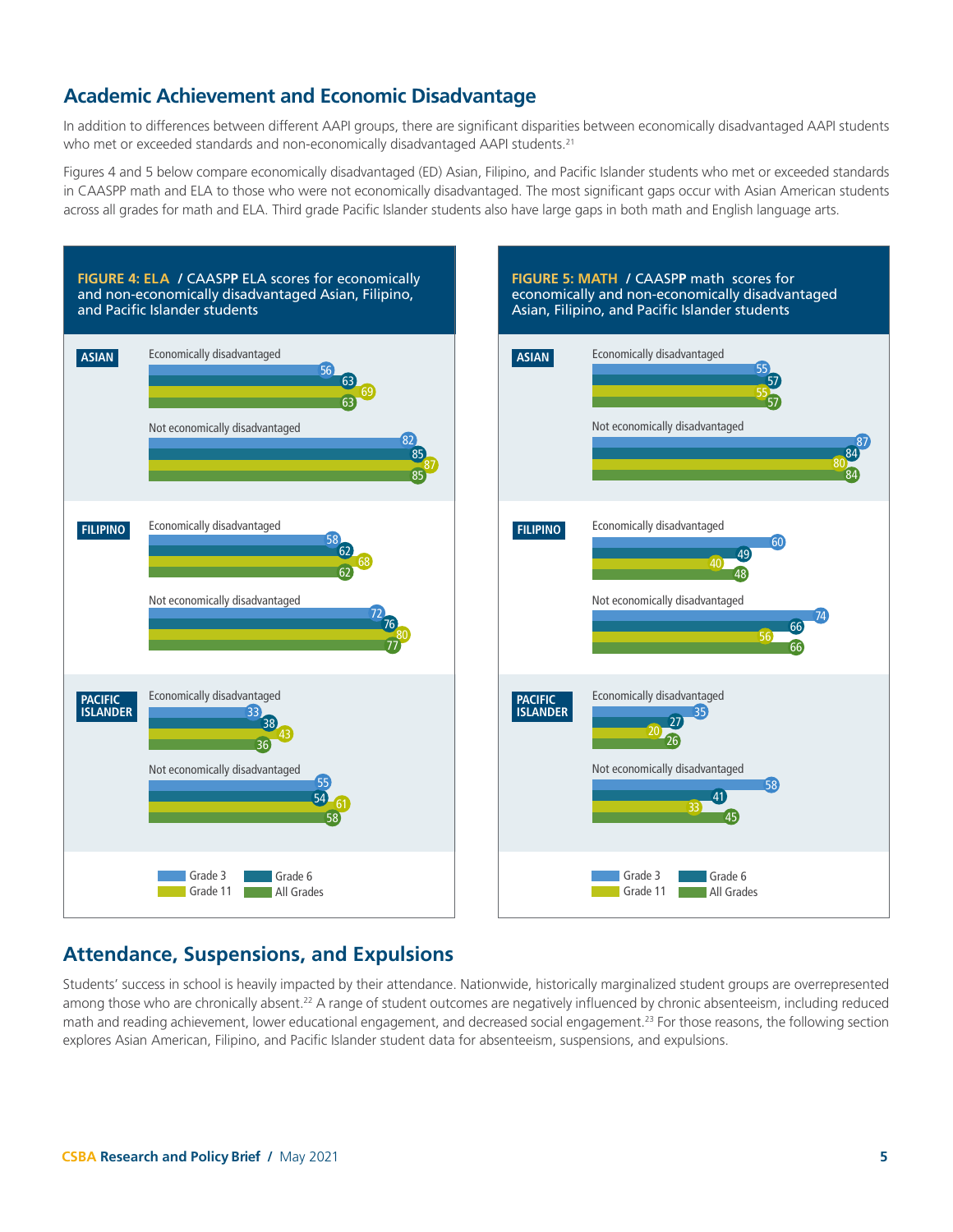## Academic Achievement and Economic Disadvantage

In addition to differences between different AAPI groups, there are significant disparities between economically disadvantaged AAPI students who met or exceeded standards and non-economically disadvantaged AAPI students.[21]

Figures 4 and 5 below compare economically disadvantaged (ED) Asian, Filipino, and Pacific Islander students who met or exceeded standards in CAASPP math and ELA to those who were not economically disadvantaged. The most significant gaps occur with Asian American students across all grades for math and ELA. Third grade Pacific Islander students also have large gaps in both math and English language arts.

**FIGURE 4: ELA** / CAASPP ELA scores for economically and non-economically disadvantaged Asian, Filipino, and Pacific Islander students

| Group | Status | Grade 3 | Grade 6 | Grade 11 | All Grades |
|---|---|---|---|---|---|
| ASIAN | Economically disadvantaged | 56 | 63 | 69 | 63 |
| ASIAN | Not economically disadvantaged | 82 | 85 | 87 | 85 |
| FILIPINO | Economically disadvantaged | 58 | 62 | 68 | 62 |
| FILIPINO | Not economically disadvantaged | 72 | 76 | 80 | 77 |
| PACIFIC ISLANDER | Economically disadvantaged | 33 | 38 | 43 | 36 |
| PACIFIC ISLANDER | Not economically disadvantaged | 55 | 54 | 61 | 58 |

**FIGURE 5: MATH** / CAASPP math scores for economically and non-economically disadvantaged Asian, Filipino, and Pacific Islander students

| Group | Status | Grade 3 | Grade 6 | Grade 11 | All Grades |
|---|---|---|---|---|---|
| ASIAN | Economically disadvantaged | 55 | 57 | 55 | 57 |
| ASIAN | Not economically disadvantaged | 87 | 84 | 80 | 84 |
| FILIPINO | Economically disadvantaged | 60 | 49 | 40 | 48 |
| FILIPINO | Not economically disadvantaged | 74 | 66 | 56 | 66 |
| PACIFIC ISLANDER | Economically disadvantaged | 35 | 27 | 20 | 26 |
| PACIFIC ISLANDER | Not economically disadvantaged | 58 | 41 | 33 | 45 |

## Attendance, Suspensions, and Expulsions

Students' success in school is heavily impacted by their attendance. Nationwide, historically marginalized student groups are overrepresented among those who are chronically absent.[22] A range of student outcomes are negatively influenced by chronic absenteeism, including reduced math and reading achievement, lower educational engagement, and decreased social engagement.[23] For those reasons, the following section explores Asian American, Filipino, and Pacific Islander student data for absenteeism, suspensions, and expulsions.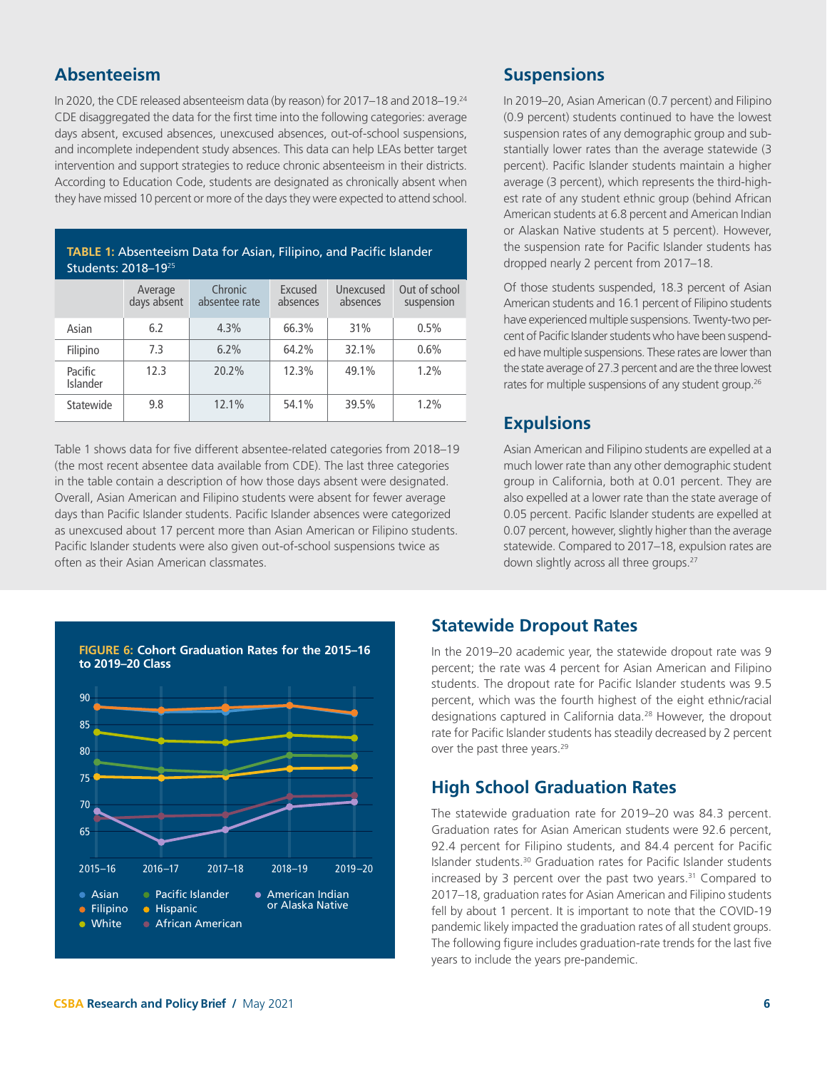## Absenteeism

In 2020, the CDE released absenteeism data (by reason) for 2017–18 and 2018–19.[24] CDE disaggregated the data for the first time into the following categories: average days absent, excused absences, unexcused absences, out-of-school suspensions, and incomplete independent study absences. This data can help LEAs better target intervention and support strategies to reduce chronic absenteeism in their districts. According to Education Code, students are designated as chronically absent when they have missed 10 percent or more of the days they were expected to attend school.

**TABLE 1:** Absenteeism Data for Asian, Filipino, and Pacific Islander Students: 2018–19[25]

| | Average days absent | Chronic absentee rate | Excused absences | Unexcused absences | Out of school suspension |
|---|---|---|---|---|---|
| Asian | 6.2 | 4.3% | 66.3% | 31% | 0.5% |
| Filipino | 7.3 | 6.2% | 64.2% | 32.1% | 0.6% |
| Pacific Islander | 12.3 | 20.2% | 12.3% | 49.1% | 1.2% |
| Statewide | 9.8 | 12.1% | 54.1% | 39.5% | 1.2% |

Table 1 shows data for five different absentee-related categories from 2018–19 (the most recent absentee data available from CDE). The last three categories in the table contain a description of how those days absent were designated. Overall, Asian American and Filipino students were absent for fewer average days than Pacific Islander students. Pacific Islander absences were categorized as unexcused about 17 percent more than Asian American or Filipino students. Pacific Islander students were also given out-of-school suspensions twice as often as their Asian American classmates.

## Suspensions

In 2019–20, Asian American (0.7 percent) and Filipino (0.9 percent) students continued to have the lowest suspension rates of any demographic group and substantially lower rates than the average statewide (3 percent). Pacific Islander students maintain a higher average (3 percent), which represents the third-highest rate of any student ethnic group (behind African American students at 6.8 percent and American Indian or Alaskan Native students at 5 percent). However, the suspension rate for Pacific Islander students has dropped nearly 2 percent from 2017–18.

Of those students suspended, 18.3 percent of Asian American students and 16.1 percent of Filipino students have experienced multiple suspensions. Twenty-two percent of Pacific Islander students who have been suspended have multiple suspensions. These rates are lower than the state average of 27.3 percent and are the three lowest rates for multiple suspensions of any student group.[26]

## Expulsions

Asian American and Filipino students are expelled at a much lower rate than any other demographic student group in California, both at 0.01 percent. They are also expelled at a lower rate than the state average of 0.05 percent. Pacific Islander students are expelled at 0.07 percent, however, slightly higher than the average statewide. Compared to 2017–18, expulsion rates are down slightly across all three groups.[27]

**FIGURE 6:** Cohort Graduation Rates for the 2015–16 to 2019–20 Class

## Statewide Dropout Rates

In the 2019–20 academic year, the statewide dropout rate was 9 percent; the rate was 4 percent for Asian American and Filipino students. The dropout rate for Pacific Islander students was 9.5 percent, which was the fourth highest of the eight ethnic/racial designations captured in California data.[28] However, the dropout rate for Pacific Islander students has steadily decreased by 2 percent over the past three years.[29]

## High School Graduation Rates

The statewide graduation rate for 2019–20 was 84.3 percent. Graduation rates for Asian American students were 92.6 percent, 92.4 percent for Filipino students, and 84.4 percent for Pacific Islander students.[30] Graduation rates for Pacific Islander students increased by 3 percent over the past two years.[31] Compared to 2017–18, graduation rates for Asian American and Filipino students fell by about 1 percent. It is important to note that the COVID-19 pandemic likely impacted the graduation rates of all student groups. The following figure includes graduation-rate trends for the last five years to include the years pre-pandemic.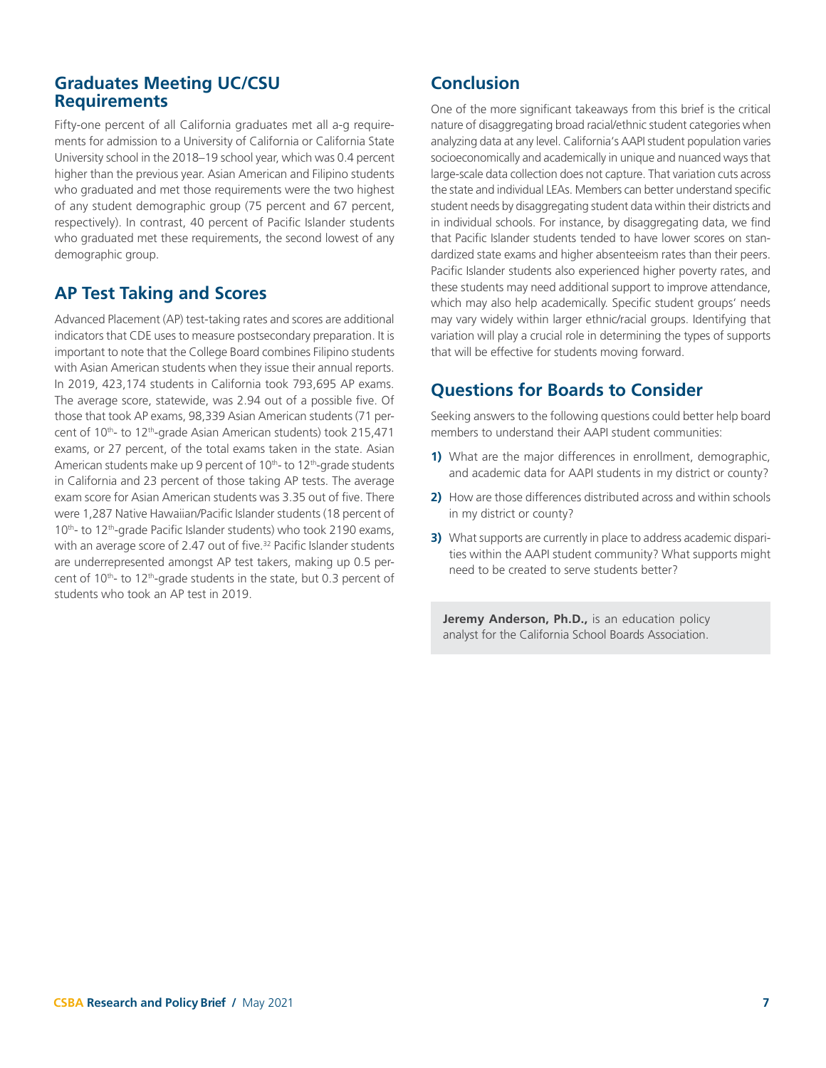## Graduates Meeting UC/CSU Requirements

Fifty-one percent of all California graduates met all a-g requirements for admission to a University of California or California State University school in the 2018–19 school year, which was 0.4 percent higher than the previous year. Asian American and Filipino students who graduated and met those requirements were the two highest of any student demographic group (75 percent and 67 percent, respectively). In contrast, 40 percent of Pacific Islander students who graduated met these requirements, the second lowest of any demographic group.

## AP Test Taking and Scores

Advanced Placement (AP) test-taking rates and scores are additional indicators that CDE uses to measure postsecondary preparation. It is important to note that the College Board combines Filipino students with Asian American students when they issue their annual reports. In 2019, 423,174 students in California took 793,695 AP exams. The average score, statewide, was 2.94 out of a possible five. Of those that took AP exams, 98,339 Asian American students (71 percent of 10th- to 12th-grade Asian American students) took 215,471 exams, or 27 percent, of the total exams taken in the state. Asian American students make up 9 percent of 10th- to 12th-grade students in California and 23 percent of those taking AP tests. The average exam score for Asian American students was 3.35 out of five. There were 1,287 Native Hawaiian/Pacific Islander students (18 percent of 10th- to 12th-grade Pacific Islander students) who took 2190 exams, with an average score of 2.47 out of five.[32] Pacific Islander students are underrepresented amongst AP test takers, making up 0.5 percent of 10th- to 12th-grade students in the state, but 0.3 percent of students who took an AP test in 2019.

## Conclusion

One of the more significant takeaways from this brief is the critical nature of disaggregating broad racial/ethnic student categories when analyzing data at any level. California's AAPI student population varies socioeconomically and academically in unique and nuanced ways that large-scale data collection does not capture. That variation cuts across the state and individual LEAs. Members can better understand specific student needs by disaggregating student data within their districts and in individual schools. For instance, by disaggregating data, we find that Pacific Islander students tended to have lower scores on standardized state exams and higher absenteeism rates than their peers. Pacific Islander students also experienced higher poverty rates, and these students may need additional support to improve attendance, which may also help academically. Specific student groups' needs may vary widely within larger ethnic/racial groups. Identifying that variation will play a crucial role in determining the types of supports that will be effective for students moving forward.

## Questions for Boards to Consider

Seeking answers to the following questions could better help board members to understand their AAPI student communities:

1) What are the major differences in enrollment, demographic, and academic data for AAPI students in my district or county?
2) How are those differences distributed across and within schools in my district or county?
3) What supports are currently in place to address academic disparities within the AAPI student community? What supports might need to be created to serve students better?

**Jeremy Anderson, Ph.D.,** is an education policy analyst for the California School Boards Association.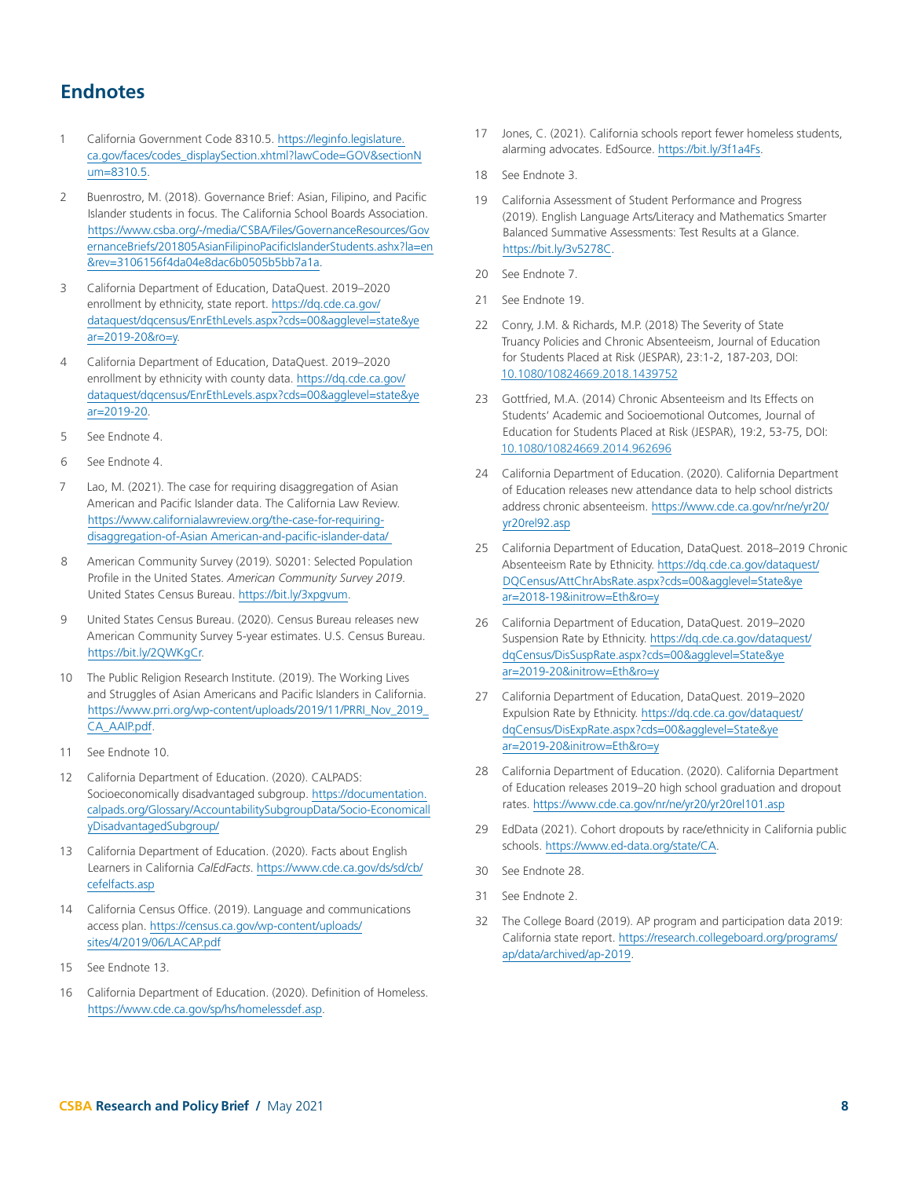## Endnotes

1. California Government Code 8310.5. https://leginfo.legislature.ca.gov/faces/codes_displaySection.xhtml?lawCode=GOV&sectionNum=8310.5.
2. Buenrostro, M. (2018). Governance Brief: Asian, Filipino, and Pacific Islander students in focus. The California School Boards Association. https://www.csba.org/-/media/CSBA/Files/GovernanceResources/GovernanceBriefs/201805AsianFilipinoPacificIslanderStudents.ashx?la=en&rev=3106156f4da04e8dac6b0505b5bb7a1a.
3. California Department of Education, DataQuest. 2019–2020 enrollment by ethnicity, state report. https://dq.cde.ca.gov/dataquest/dqcensus/EnrEthLevels.aspx?cds=00&agglevel=state&year=2019-20&ro=y.
4. California Department of Education, DataQuest. 2019–2020 enrollment by ethnicity with county data. https://dq.cde.ca.gov/dataquest/dqcensus/EnrEthLevels.aspx?cds=00&agglevel=state&year=2019-20.
5. See Endnote 4.
6. See Endnote 4.
7. Lao, M. (2021). The case for requiring disaggregation of Asian American and Pacific Islander data. The California Law Review. https://www.californialawreview.org/the-case-for-requiring-disaggregation-of-Asian American-and-pacific-islander-data/
8. American Community Survey (2019). S0201: Selected Population Profile in the United States. *American Community Survey 2019*. United States Census Bureau. https://bit.ly/3xpgvum.
9. United States Census Bureau. (2020). Census Bureau releases new American Community Survey 5-year estimates. U.S. Census Bureau. https://bit.ly/2QWKgCr.
10. The Public Religion Research Institute. (2019). The Working Lives and Struggles of Asian Americans and Pacific Islanders in California. https://www.prri.org/wp-content/uploads/2019/11/PRRI_Nov_2019_CA_AAIP.pdf.
11. See Endnote 10.
12. California Department of Education. (2020). CALPADS: Socioeconomically disadvantaged subgroup. https://documentation.calpads.org/Glossary/AccountabilitySubgroupData/Socio-EconomicallyDisadvantagedSubgroup/
13. California Department of Education. (2020). Facts about English Learners in California *CalEdFacts*. https://www.cde.ca.gov/ds/sd/cb/cefelfacts.asp
14. California Census Office. (2019). Language and communications access plan. https://census.ca.gov/wp-content/uploads/sites/4/2019/06/LACAP.pdf
15. See Endnote 13.
16. California Department of Education. (2020). Definition of Homeless. https://www.cde.ca.gov/sp/hs/homelessdef.asp.
17. Jones, C. (2021). California schools report fewer homeless students, alarming advocates. EdSource. https://bit.ly/3f1a4Fs.
18. See Endnote 3.
19. California Assessment of Student Performance and Progress (2019). English Language Arts/Literacy and Mathematics Smarter Balanced Summative Assessments: Test Results at a Glance. https://bit.ly/3v5278C.
20. See Endnote 7.
21. See Endnote 19.
22. Conry, J.M. & Richards, M.P. (2018) The Severity of State Truancy Policies and Chronic Absenteeism, Journal of Education for Students Placed at Risk (JESPAR), 23:1-2, 187-203, DOI: 10.1080/10824669.2018.1439752
23. Gottfried, M.A. (2014) Chronic Absenteeism and Its Effects on Students' Academic and Socioemotional Outcomes, Journal of Education for Students Placed at Risk (JESPAR), 19:2, 53-75, DOI: 10.1080/10824669.2014.962696
24. California Department of Education. (2020). California Department of Education releases new attendance data to help school districts address chronic absenteeism. https://www.cde.ca.gov/nr/ne/yr20/yr20rel92.asp
25. California Department of Education, DataQuest. 2018–2019 Chronic Absenteeism Rate by Ethnicity. https://dq.cde.ca.gov/dataquest/DQCensus/AttChrAbsRate.aspx?cds=00&agglevel=State&year=2018-19&initrow=Eth&ro=y
26. California Department of Education, DataQuest. 2019–2020 Suspension Rate by Ethnicity. https://dq.cde.ca.gov/dataquest/dqCensus/DisSuspRate.aspx?cds=00&agglevel=State&year=2019-20&initrow=Eth&ro=y
27. California Department of Education, DataQuest. 2019–2020 Expulsion Rate by Ethnicity. https://dq.cde.ca.gov/dataquest/dqCensus/DisExpRate.aspx?cds=00&agglevel=State&year=2019-20&initrow=Eth&ro=y
28. California Department of Education. (2020). California Department of Education releases 2019–20 high school graduation and dropout rates. https://www.cde.ca.gov/nr/ne/yr20/yr20rel101.asp
29. EdData (2021). Cohort dropouts by race/ethnicity in California public schools. https://www.ed-data.org/state/CA.
30. See Endnote 28.
31. See Endnote 2.
32. The College Board (2019). AP program and participation data 2019: California state report. https://research.collegeboard.org/programs/ap/data/archived/ap-2019.